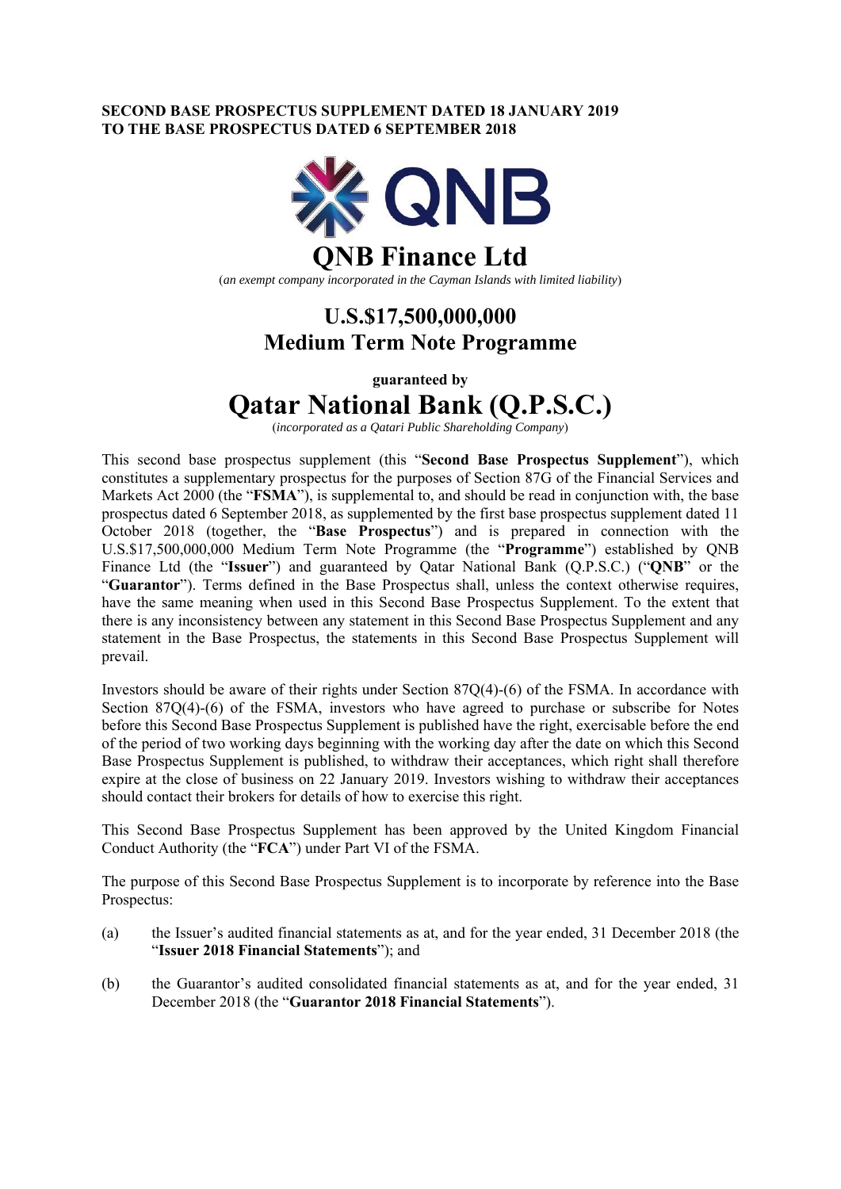**SECOND BASE PROSPECTUS SUPPLEMENT DATED 18 JANUARY 2019**
**TO THE BASE PROSPECTUS DATED 6 SEPTEMBER 2018**

QNB

# QNB Finance Ltd

(*an exempt company incorporated in the Cayman Islands with limited liability*)

## U.S.$17,500,000,000
## Medium Term Note Programme

**guaranteed by**

# Qatar National Bank (Q.P.S.C.)

(*incorporated as a Qatari Public Shareholding Company*)

This second base prospectus supplement (this "**Second Base Prospectus Supplement**"), which constitutes a supplementary prospectus for the purposes of Section 87G of the Financial Services and Markets Act 2000 (the "**FSMA**"), is supplemental to, and should be read in conjunction with, the base prospectus dated 6 September 2018, as supplemented by the first base prospectus supplement dated 11 October 2018 (together, the "**Base Prospectus**") and is prepared in connection with the U.S.$17,500,000,000 Medium Term Note Programme (the "**Programme**") established by QNB Finance Ltd (the "**Issuer**") and guaranteed by Qatar National Bank (Q.P.S.C.) ("**QNB**" or the "**Guarantor**"). Terms defined in the Base Prospectus shall, unless the context otherwise requires, have the same meaning when used in this Second Base Prospectus Supplement. To the extent that there is any inconsistency between any statement in this Second Base Prospectus Supplement and any statement in the Base Prospectus, the statements in this Second Base Prospectus Supplement will prevail.

Investors should be aware of their rights under Section 87Q(4)-(6) of the FSMA. In accordance with Section 87Q(4)-(6) of the FSMA, investors who have agreed to purchase or subscribe for Notes before this Second Base Prospectus Supplement is published have the right, exercisable before the end of the period of two working days beginning with the working day after the date on which this Second Base Prospectus Supplement is published, to withdraw their acceptances, which right shall therefore expire at the close of business on 22 January 2019. Investors wishing to withdraw their acceptances should contact their brokers for details of how to exercise this right.

This Second Base Prospectus Supplement has been approved by the United Kingdom Financial Conduct Authority (the "**FCA**") under Part VI of the FSMA.

The purpose of this Second Base Prospectus Supplement is to incorporate by reference into the Base Prospectus:

(a) the Issuer's audited financial statements as at, and for the year ended, 31 December 2018 (the "**Issuer 2018 Financial Statements**"); and

(b) the Guarantor's audited consolidated financial statements as at, and for the year ended, 31 December 2018 (the "**Guarantor 2018 Financial Statements**").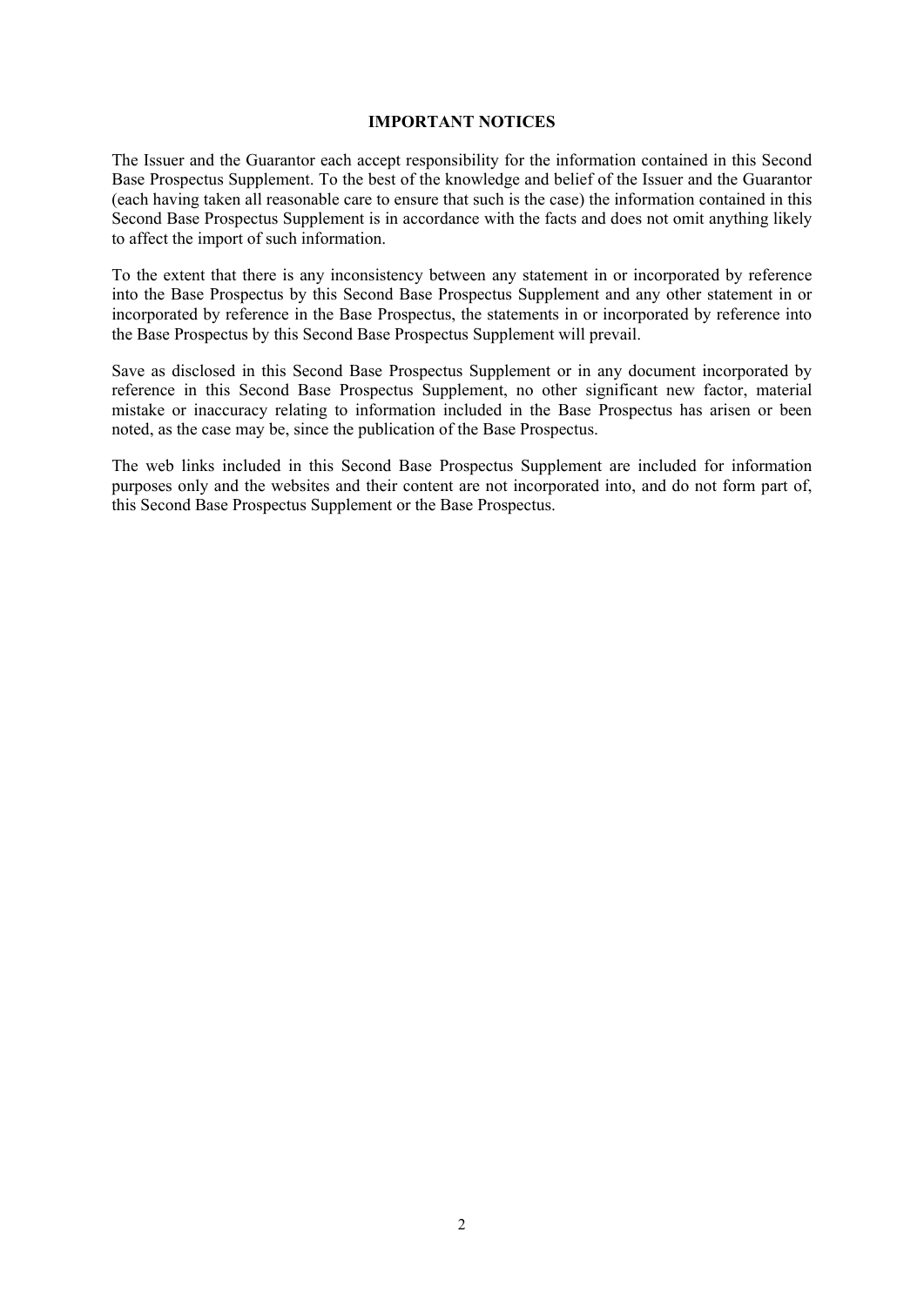## IMPORTANT NOTICES

The Issuer and the Guarantor each accept responsibility for the information contained in this Second Base Prospectus Supplement. To the best of the knowledge and belief of the Issuer and the Guarantor (each having taken all reasonable care to ensure that such is the case) the information contained in this Second Base Prospectus Supplement is in accordance with the facts and does not omit anything likely to affect the import of such information.

To the extent that there is any inconsistency between any statement in or incorporated by reference into the Base Prospectus by this Second Base Prospectus Supplement and any other statement in or incorporated by reference in the Base Prospectus, the statements in or incorporated by reference into the Base Prospectus by this Second Base Prospectus Supplement will prevail.

Save as disclosed in this Second Base Prospectus Supplement or in any document incorporated by reference in this Second Base Prospectus Supplement, no other significant new factor, material mistake or inaccuracy relating to information included in the Base Prospectus has arisen or been noted, as the case may be, since the publication of the Base Prospectus.

The web links included in this Second Base Prospectus Supplement are included for information purposes only and the websites and their content are not incorporated into, and do not form part of, this Second Base Prospectus Supplement or the Base Prospectus.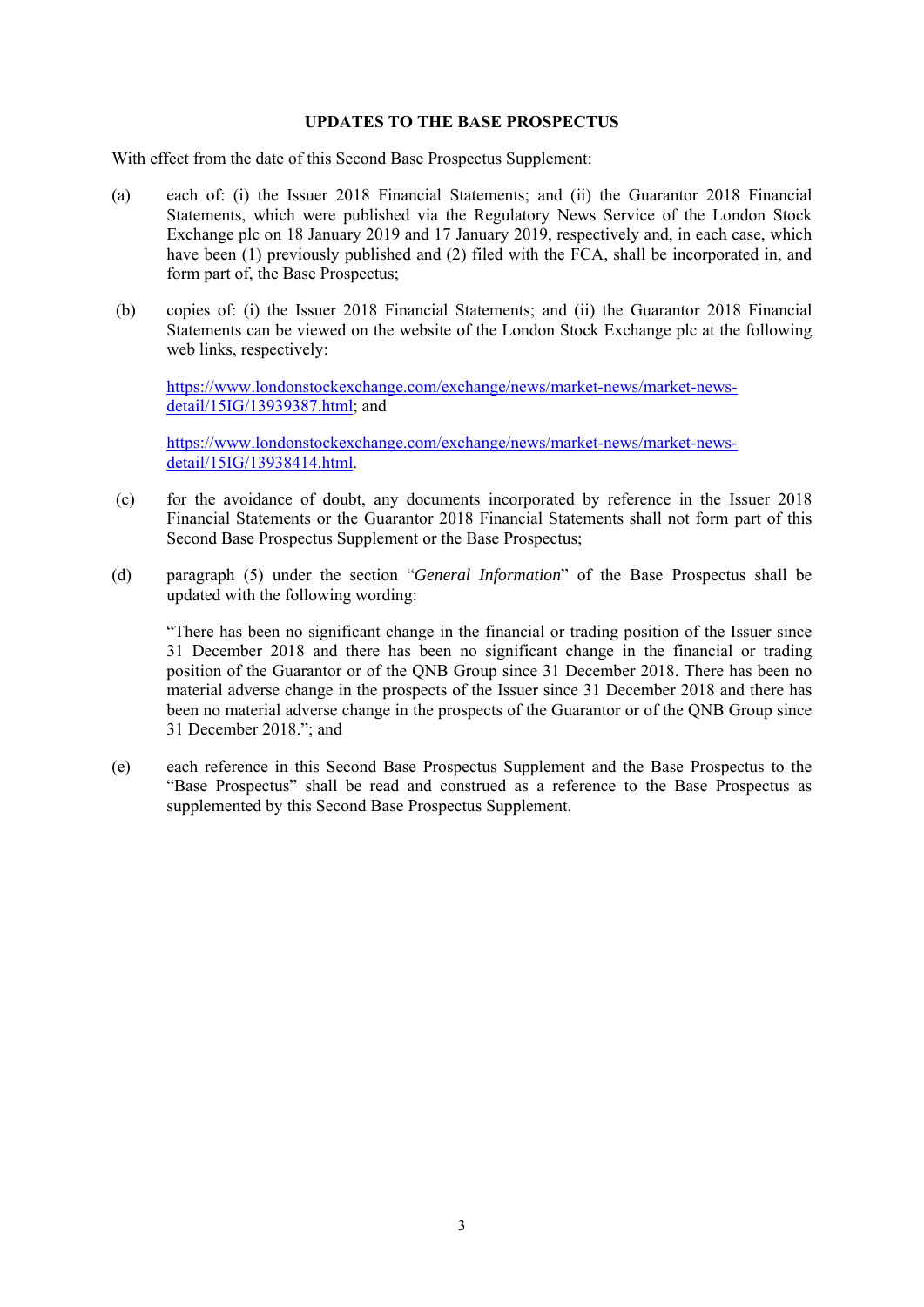# UPDATES TO THE BASE PROSPECTUS

With effect from the date of this Second Base Prospectus Supplement:

(a) each of: (i) the Issuer 2018 Financial Statements; and (ii) the Guarantor 2018 Financial Statements, which were published via the Regulatory News Service of the London Stock Exchange plc on 18 January 2019 and 17 January 2019, respectively and, in each case, which have been (1) previously published and (2) filed with the FCA, shall be incorporated in, and form part of, the Base Prospectus;

(b) copies of: (i) the Issuer 2018 Financial Statements; and (ii) the Guarantor 2018 Financial Statements can be viewed on the website of the London Stock Exchange plc at the following web links, respectively:

[https://www.londonstockexchange.com/exchange/news/market-news/market-news-detail/15IG/13939387.html](https://www.londonstockexchange.com/exchange/news/market-news/market-news-detail/15IG/13939387.html); and

[https://www.londonstockexchange.com/exchange/news/market-news/market-news-detail/15IG/13938414.html](https://www.londonstockexchange.com/exchange/news/market-news/market-news-detail/15IG/13938414.html).

(c) for the avoidance of doubt, any documents incorporated by reference in the Issuer 2018 Financial Statements or the Guarantor 2018 Financial Statements shall not form part of this Second Base Prospectus Supplement or the Base Prospectus;

(d) paragraph (5) under the section "*General Information*" of the Base Prospectus shall be updated with the following wording:

"There has been no significant change in the financial or trading position of the Issuer since 31 December 2018 and there has been no significant change in the financial or trading position of the Guarantor or of the QNB Group since 31 December 2018. There has been no material adverse change in the prospects of the Issuer since 31 December 2018 and there has been no material adverse change in the prospects of the Guarantor or of the QNB Group since 31 December 2018."; and

(e) each reference in this Second Base Prospectus Supplement and the Base Prospectus to the "Base Prospectus" shall be read and construed as a reference to the Base Prospectus as supplemented by this Second Base Prospectus Supplement.